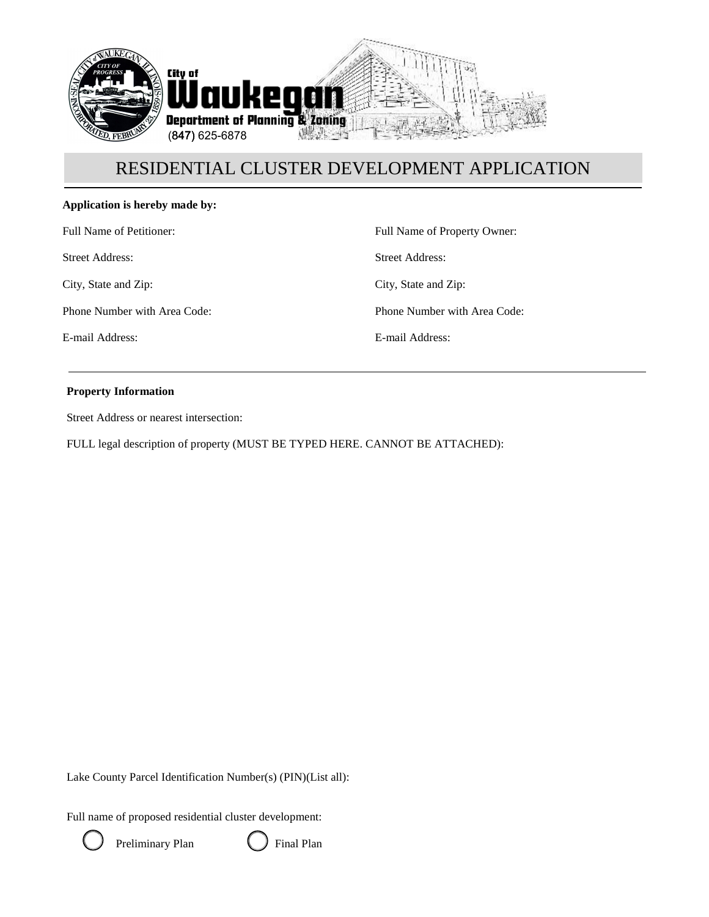City of Waukegan
Department of Planning & Zoning
(847) 625-6878

# RESIDENTIAL CLUSTER DEVELOPMENT APPLICATION

**Application is hereby made by:**

| | |
|---|---|
| Full Name of Petitioner: | Full Name of Property Owner: |
| Street Address: | Street Address: |
| City, State and Zip: | City, State and Zip: |
| Phone Number with Area Code: | Phone Number with Area Code: |
| E-mail Address: | E-mail Address: |

**Property Information**

Street Address or nearest intersection:

FULL legal description of property (MUST BE TYPED HERE. CANNOT BE ATTACHED):

Lake County Parcel Identification Number(s) (PIN)(List all):

Full name of proposed residential cluster development:

○ Preliminary Plan ○ Final Plan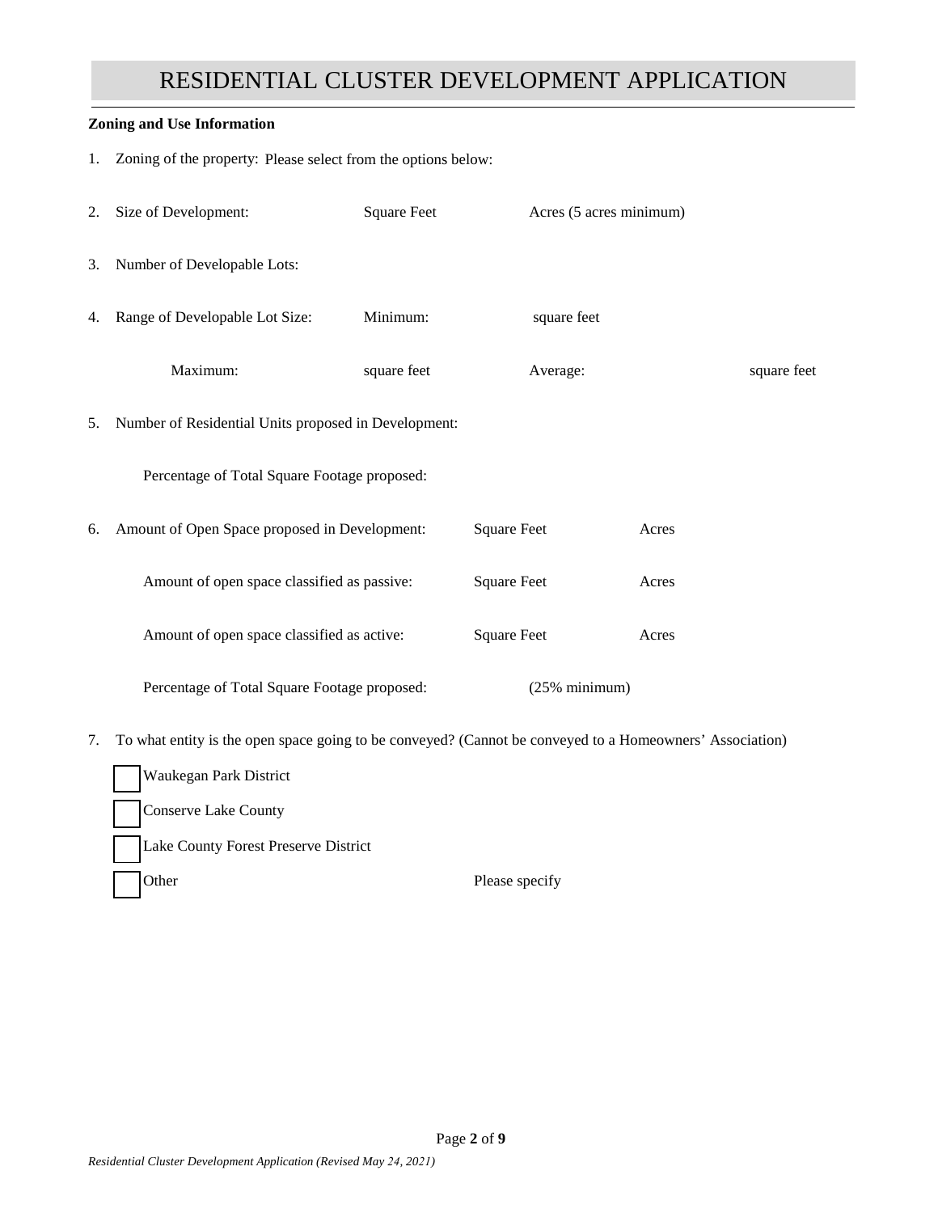# RESIDENTIAL CLUSTER DEVELOPMENT APPLICATION

**Zoning and Use Information**

1. Zoning of the property: Please select from the options below:

2. Size of Development: Square Feet Acres (5 acres minimum)

3. Number of Developable Lots:

4. Range of Developable Lot Size: Minimum: square feet

   Maximum: square feet Average: square feet

5. Number of Residential Units proposed in Development:

   Percentage of Total Square Footage proposed:

6. Amount of Open Space proposed in Development: Square Feet Acres

   Amount of open space classified as passive: Square Feet Acres

   Amount of open space classified as active: Square Feet Acres

   Percentage of Total Square Footage proposed: (25% minimum)

7. To what entity is the open space going to be conveyed? (Cannot be conveyed to a Homeowners' Association)

   - [ ] Waukegan Park District
   - [ ] Conserve Lake County
   - [ ] Lake County Forest Preserve District
   - [ ] Other Please specify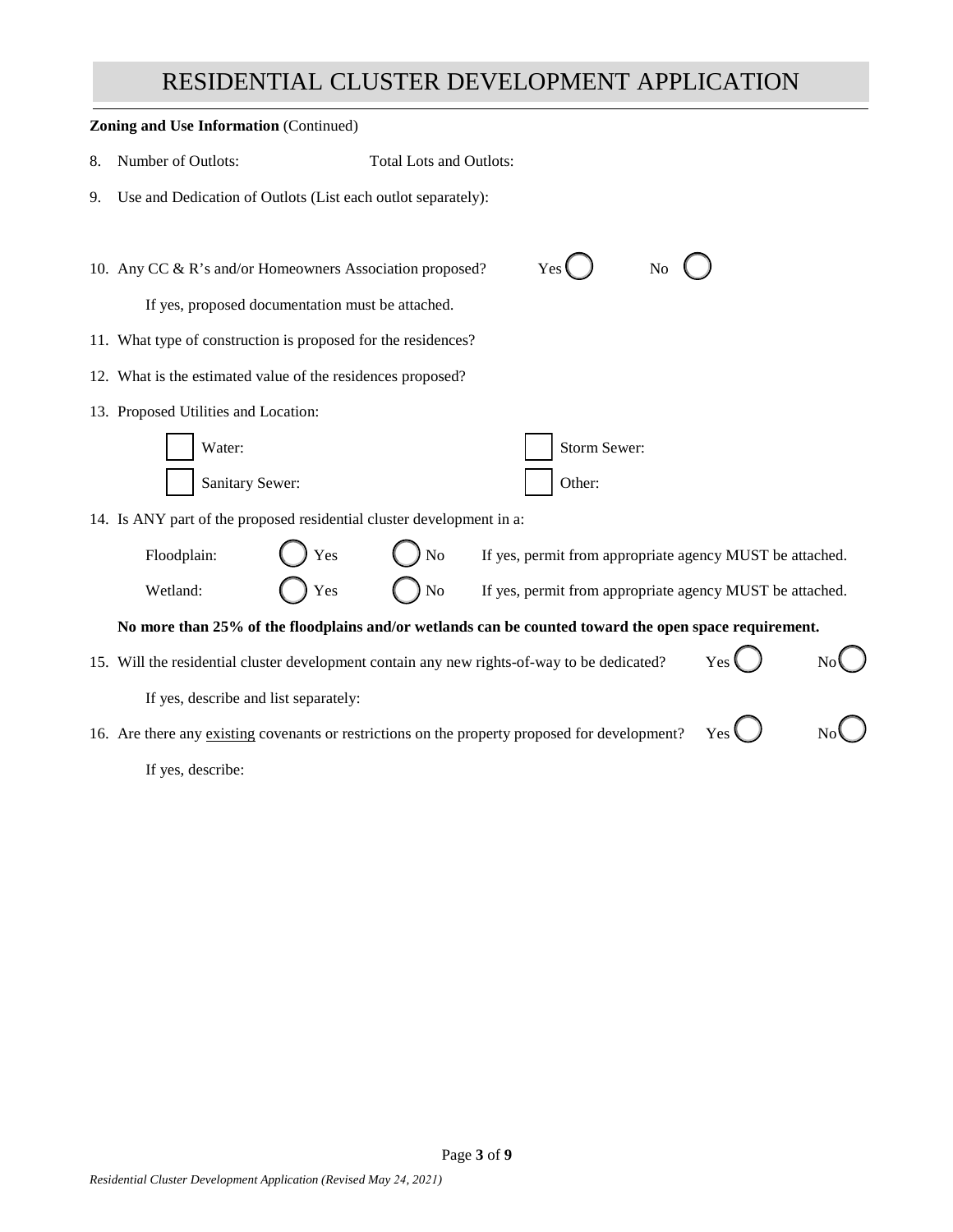# RESIDENTIAL CLUSTER DEVELOPMENT APPLICATION

**Zoning and Use Information** (Continued)

8. Number of Outlots: Total Lots and Outlots:

9. Use and Dedication of Outlots (List each outlot separately):

10. Any CC & R's and/or Homeowners Association proposed? Yes ◯ No ◯

    If yes, proposed documentation must be attached.

11. What type of construction is proposed for the residences?

12. What is the estimated value of the residences proposed?

13. Proposed Utilities and Location:

    ☐ Water: ☐ Storm Sewer:

    ☐ Sanitary Sewer: ☐ Other:

14. Is ANY part of the proposed residential cluster development in a:

    Floodplain: ◯ Yes ◯ No If yes, permit from appropriate agency MUST be attached.

    Wetland: ◯ Yes ◯ No If yes, permit from appropriate agency MUST be attached.

    **No more than 25% of the floodplains and/or wetlands can be counted toward the open space requirement.**

15. Will the residential cluster development contain any new rights-of-way to be dedicated? Yes ◯ No ◯

    If yes, describe and list separately:

16. Are there any existing covenants or restrictions on the property proposed for development? Yes ◯ No ◯

    If yes, describe: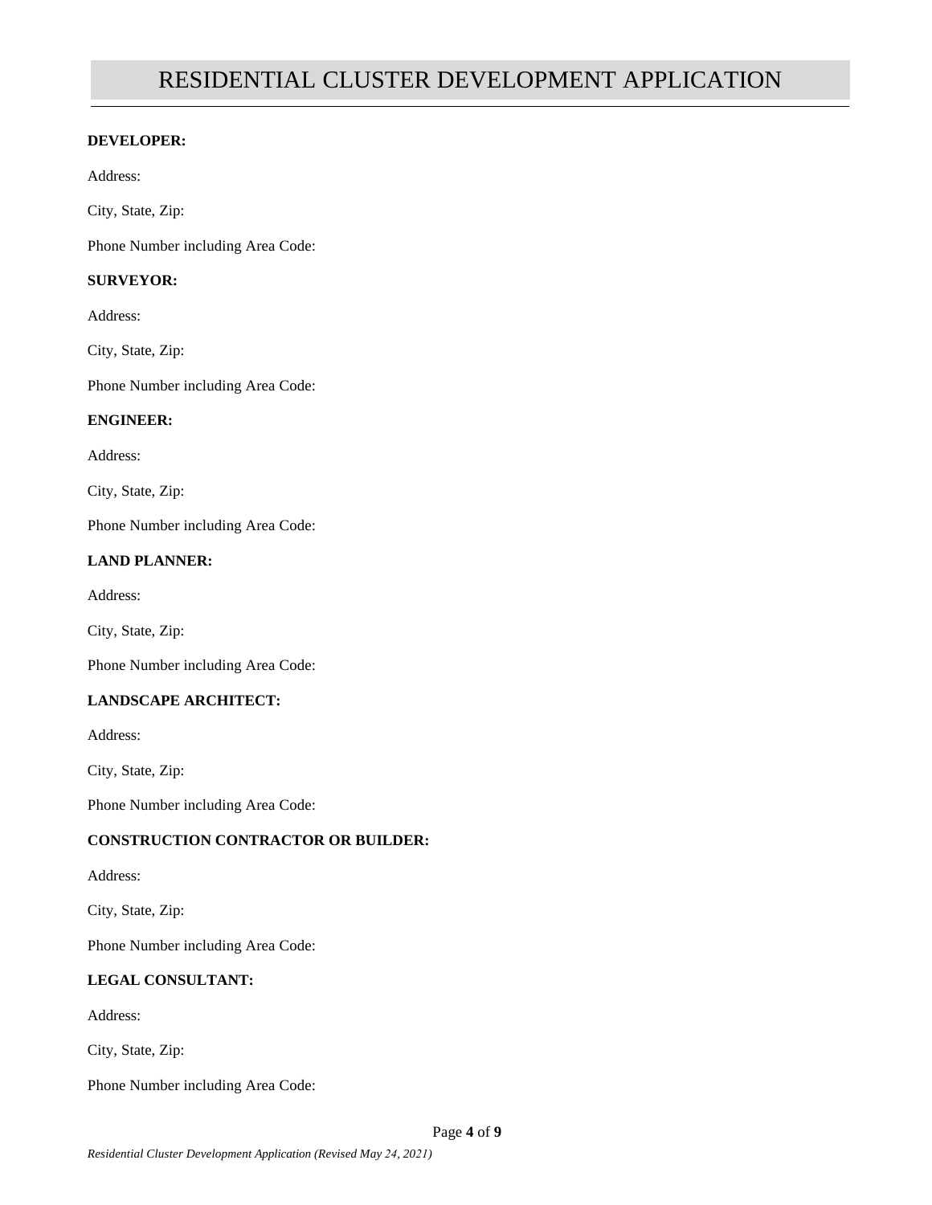# RESIDENTIAL CLUSTER DEVELOPMENT APPLICATION

**DEVELOPER:**

Address:

City, State, Zip:

Phone Number including Area Code:

**SURVEYOR:**

Address:

City, State, Zip:

Phone Number including Area Code:

**ENGINEER:**

Address:

City, State, Zip:

Phone Number including Area Code:

**LAND PLANNER:**

Address:

City, State, Zip:

Phone Number including Area Code:

**LANDSCAPE ARCHITECT:**

Address:

City, State, Zip:

Phone Number including Area Code:

**CONSTRUCTION CONTRACTOR OR BUILDER:**

Address:

City, State, Zip:

Phone Number including Area Code:

**LEGAL CONSULTANT:**

Address:

City, State, Zip:

Phone Number including Area Code: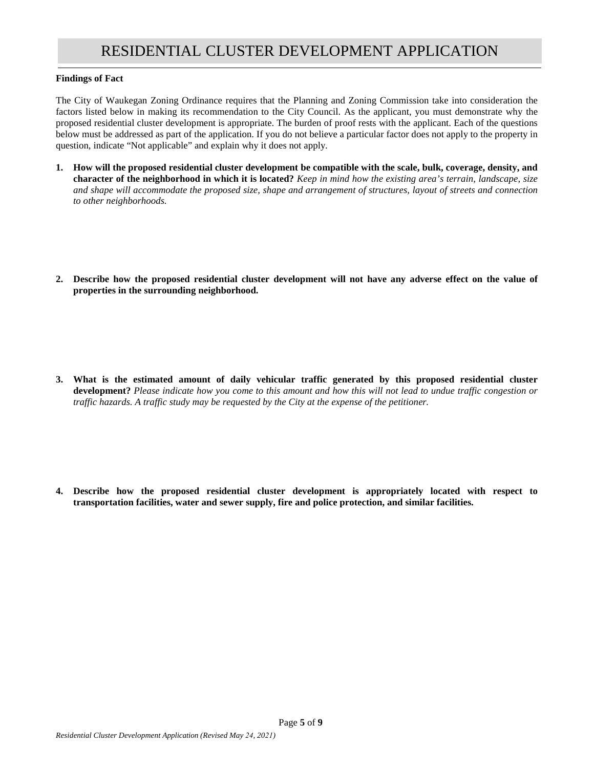# RESIDENTIAL CLUSTER DEVELOPMENT APPLICATION

**Findings of Fact**

The City of Waukegan Zoning Ordinance requires that the Planning and Zoning Commission take into consideration the factors listed below in making its recommendation to the City Council. As the applicant, you must demonstrate why the proposed residential cluster development is appropriate. The burden of proof rests with the applicant. Each of the questions below must be addressed as part of the application. If you do not believe a particular factor does not apply to the property in question, indicate "Not applicable" and explain why it does not apply.

1. **How will the proposed residential cluster development be compatible with the scale, bulk, coverage, density, and character of the neighborhood in which it is located?** *Keep in mind how the existing area's terrain, landscape, size and shape will accommodate the proposed size, shape and arrangement of structures, layout of streets and connection to other neighborhoods.*

2. **Describe how the proposed residential cluster development will not have any adverse effect on the value of properties in the surrounding neighborhood.**

3. **What is the estimated amount of daily vehicular traffic generated by this proposed residential cluster development?** *Please indicate how you come to this amount and how this will not lead to undue traffic congestion or traffic hazards. A traffic study may be requested by the City at the expense of the petitioner.*

4. **Describe how the proposed residential cluster development is appropriately located with respect to transportation facilities, water and sewer supply, fire and police protection, and similar facilities.**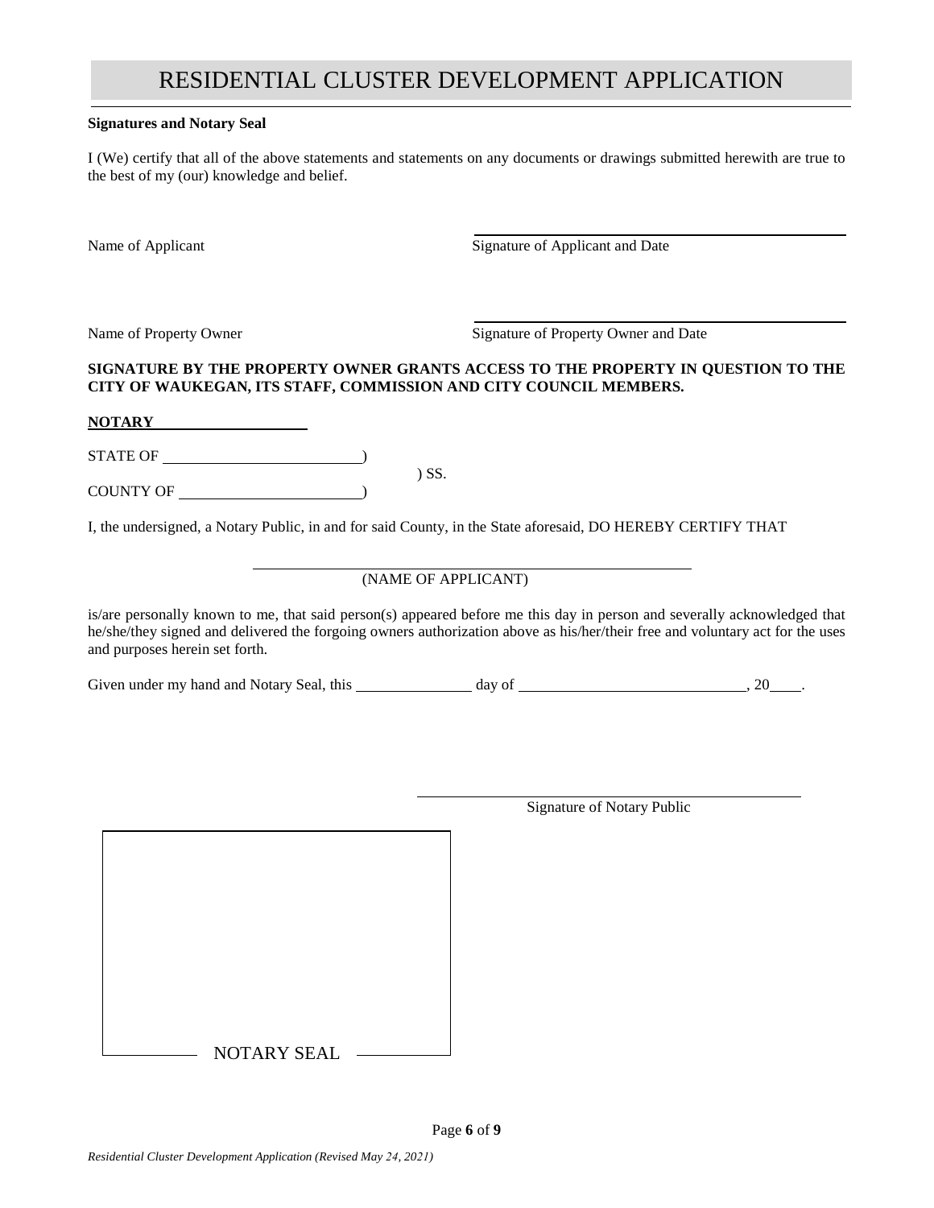# RESIDENTIAL CLUSTER DEVELOPMENT APPLICATION

**Signatures and Notary Seal**

I (We) certify that all of the above statements and statements on any documents or drawings submitted herewith are true to the best of my (our) knowledge and belief.

Name of Applicant ______________________ Signature of Applicant and Date

Name of Property Owner ______________________ Signature of Property Owner and Date

**SIGNATURE BY THE PROPERTY OWNER GRANTS ACCESS TO THE PROPERTY IN QUESTION TO THE CITY OF WAUKEGAN, ITS STAFF, COMMISSION AND CITY COUNCIL MEMBERS.**

**NOTARY**

STATE OF ______________________)
) SS.
COUNTY OF ______________________)

I, the undersigned, a Notary Public, in and for said County, in the State aforesaid, DO HEREBY CERTIFY THAT

______________________
(NAME OF APPLICANT)

is/are personally known to me, that said person(s) appeared before me this day in person and severally acknowledged that he/she/they signed and delivered the forgoing owners authorization above as his/her/their free and voluntary act for the uses and purposes herein set forth.

Given under my hand and Notary Seal, this ____________ day of ______________________, 20____.

______________________
Signature of Notary Public

NOTARY SEAL

*Residential Cluster Development Application (Revised May 24, 2021)*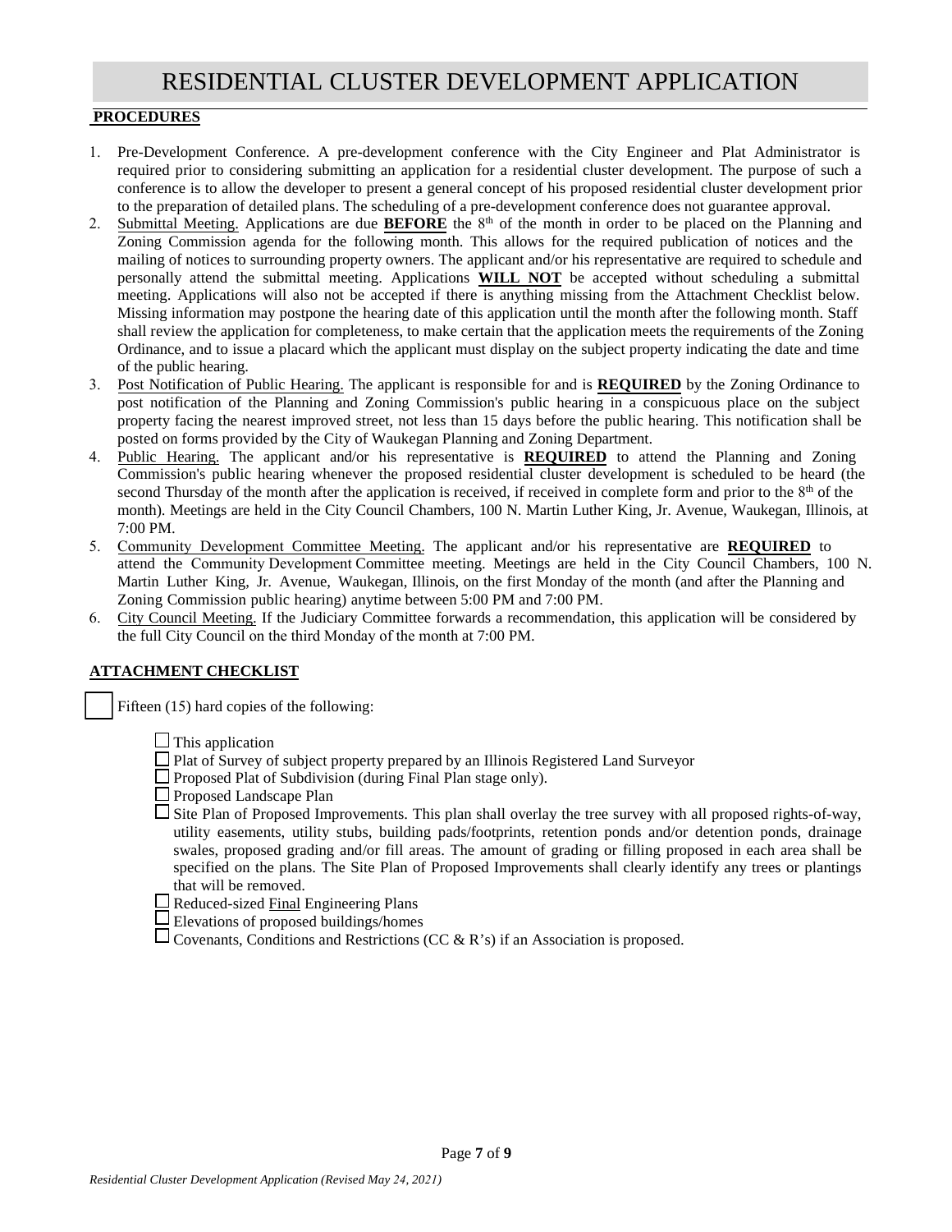# RESIDENTIAL CLUSTER DEVELOPMENT APPLICATION

**PROCEDURES**

1. Pre-Development Conference. A pre-development conference with the City Engineer and Plat Administrator is required prior to considering submitting an application for a residential cluster development. The purpose of such a conference is to allow the developer to present a general concept of his proposed residential cluster development prior to the preparation of detailed plans. The scheduling of a pre-development conference does not guarantee approval.
2. Submittal Meeting. Applications are due **BEFORE** the 8th of the month in order to be placed on the Planning and Zoning Commission agenda for the following month. This allows for the required publication of notices and the mailing of notices to surrounding property owners. The applicant and/or his representative are required to schedule and personally attend the submittal meeting. Applications **WILL NOT** be accepted without scheduling a submittal meeting. Applications will also not be accepted if there is anything missing from the Attachment Checklist below. Missing information may postpone the hearing date of this application until the month after the following month. Staff shall review the application for completeness, to make certain that the application meets the requirements of the Zoning Ordinance, and to issue a placard which the applicant must display on the subject property indicating the date and time of the public hearing.
3. Post Notification of Public Hearing. The applicant is responsible for and is **REQUIRED** by the Zoning Ordinance to post notification of the Planning and Zoning Commission's public hearing in a conspicuous place on the subject property facing the nearest improved street, not less than 15 days before the public hearing. This notification shall be posted on forms provided by the City of Waukegan Planning and Zoning Department.
4. Public Hearing. The applicant and/or his representative is **REQUIRED** to attend the Planning and Zoning Commission's public hearing whenever the proposed residential cluster development is scheduled to be heard (the second Thursday of the month after the application is received, if received in complete form and prior to the 8th of the month). Meetings are held in the City Council Chambers, 100 N. Martin Luther King, Jr. Avenue, Waukegan, Illinois, at 7:00 PM.
5. Community Development Committee Meeting. The applicant and/or his representative are **REQUIRED** to attend the Community Development Committee meeting. Meetings are held in the City Council Chambers, 100 N. Martin Luther King, Jr. Avenue, Waukegan, Illinois, on the first Monday of the month (and after the Planning and Zoning Commission public hearing) anytime between 5:00 PM and 7:00 PM.
6. City Council Meeting. If the Judiciary Committee forwards a recommendation, this application will be considered by the full City Council on the third Monday of the month at 7:00 PM.

**ATTACHMENT CHECKLIST**

☐ Fifteen (15) hard copies of the following:

- ☐ This application
- ☐ Plat of Survey of subject property prepared by an Illinois Registered Land Surveyor
- ☐ Proposed Plat of Subdivision (during Final Plan stage only).
- ☐ Proposed Landscape Plan
- ☐ Site Plan of Proposed Improvements. This plan shall overlay the tree survey with all proposed rights-of-way, utility easements, utility stubs, building pads/footprints, retention ponds and/or detention ponds, drainage swales, proposed grading and/or fill areas. The amount of grading or filling proposed in each area shall be specified on the plans. The Site Plan of Proposed Improvements shall clearly identify any trees or plantings that will be removed.
- ☐ Reduced-sized Final Engineering Plans
- ☐ Elevations of proposed buildings/homes
- ☐ Covenants, Conditions and Restrictions (CC & R's) if an Association is proposed.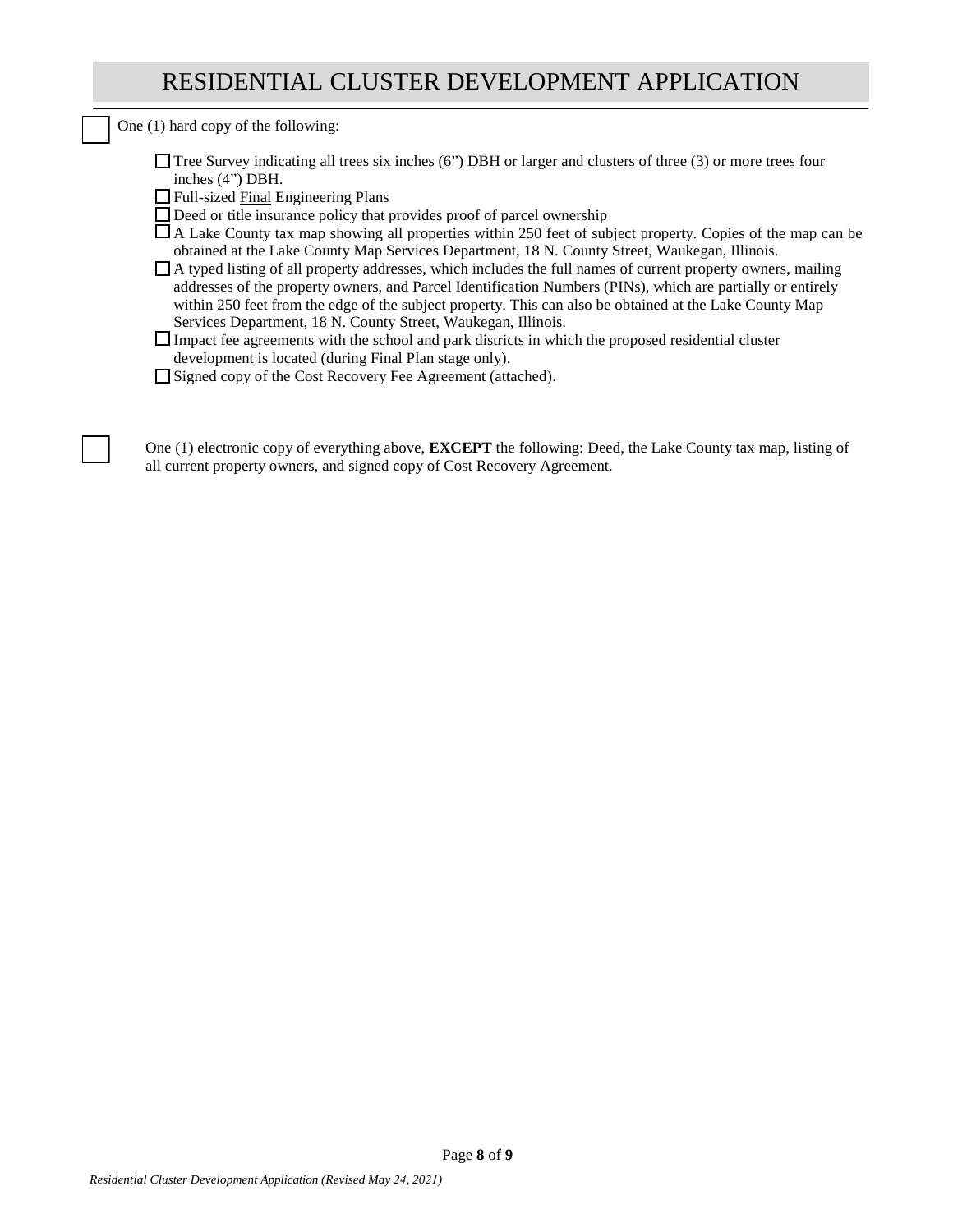# RESIDENTIAL CLUSTER DEVELOPMENT APPLICATION

- [ ] One (1) hard copy of the following:
  - [ ] Tree Survey indicating all trees six inches (6”) DBH or larger and clusters of three (3) or more trees four inches (4”) DBH.
  - [ ] Full-sized <u>Final</u> Engineering Plans
  - [ ] Deed or title insurance policy that provides proof of parcel ownership
  - [ ] A Lake County tax map showing all properties within 250 feet of subject property. Copies of the map can be obtained at the Lake County Map Services Department, 18 N. County Street, Waukegan, Illinois.
  - [ ] A typed listing of all property addresses, which includes the full names of current property owners, mailing addresses of the property owners, and Parcel Identification Numbers (PINs), which are partially or entirely within 250 feet from the edge of the subject property. This can also be obtained at the Lake County Map Services Department, 18 N. County Street, Waukegan, Illinois.
  - [ ] Impact fee agreements with the school and park districts in which the proposed residential cluster development is located (during Final Plan stage only).
  - [ ] Signed copy of the Cost Recovery Fee Agreement (attached).

- [ ] One (1) electronic copy of everything above, **EXCEPT** the following: Deed, the Lake County tax map, listing of all current property owners, and signed copy of Cost Recovery Agreement.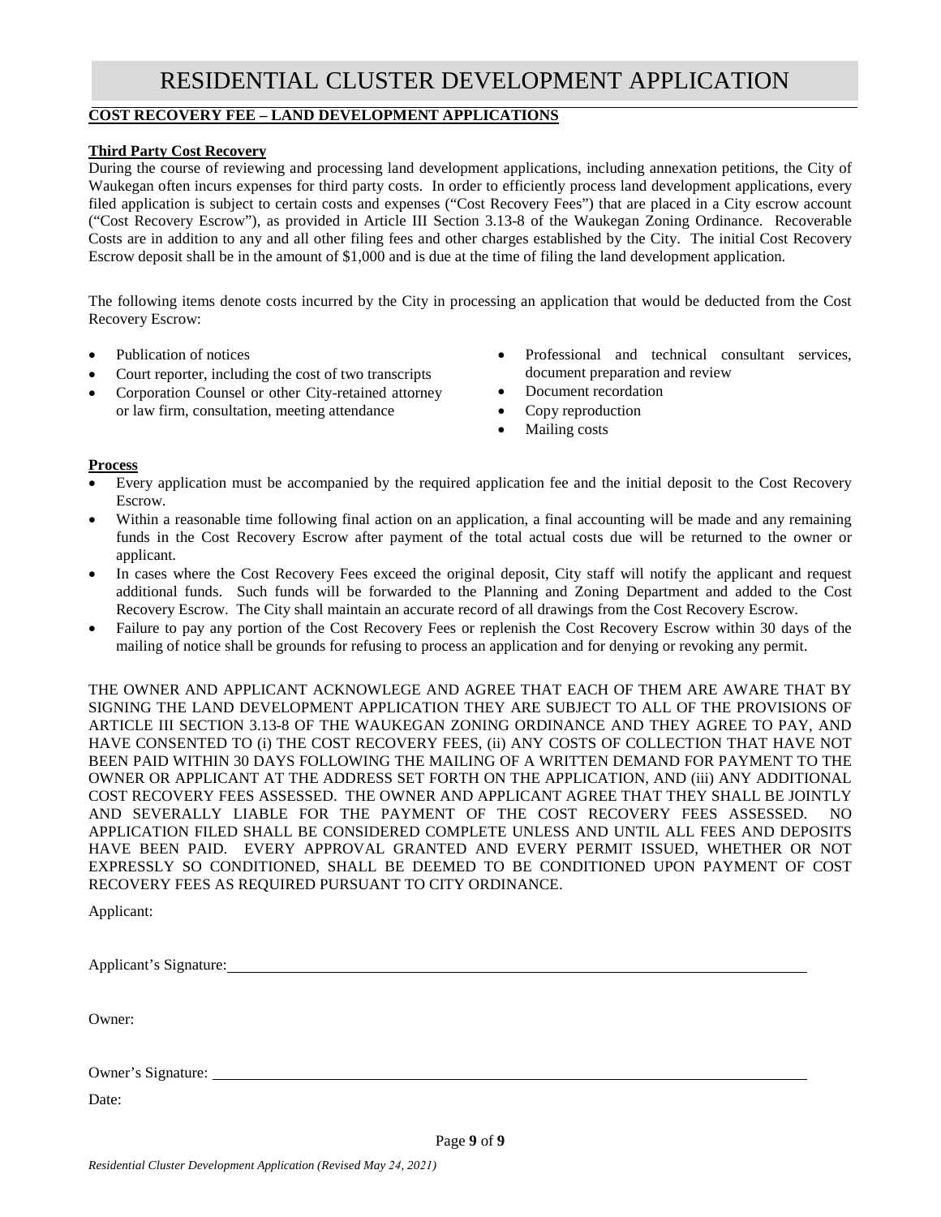# RESIDENTIAL CLUSTER DEVELOPMENT APPLICATION

## COST RECOVERY FEE – LAND DEVELOPMENT APPLICATIONS

### Third Party Cost Recovery

During the course of reviewing and processing land development applications, including annexation petitions, the City of Waukegan often incurs expenses for third party costs. In order to efficiently process land development applications, every filed application is subject to certain costs and expenses ("Cost Recovery Fees") that are placed in a City escrow account ("Cost Recovery Escrow"), as provided in Article III Section 3.13-8 of the Waukegan Zoning Ordinance. Recoverable Costs are in addition to any and all other filing fees and other charges established by the City. The initial Cost Recovery Escrow deposit shall be in the amount of $1,000 and is due at the time of filing the land development application.

The following items denote costs incurred by the City in processing an application that would be deducted from the Cost Recovery Escrow:

- Publication of notices
- Court reporter, including the cost of two transcripts
- Corporation Counsel or other City-retained attorney or law firm, consultation, meeting attendance
- Professional and technical consultant services, document preparation and review
- Document recordation
- Copy reproduction
- Mailing costs

### Process

- Every application must be accompanied by the required application fee and the initial deposit to the Cost Recovery Escrow.
- Within a reasonable time following final action on an application, a final accounting will be made and any remaining funds in the Cost Recovery Escrow after payment of the total actual costs due will be returned to the owner or applicant.
- In cases where the Cost Recovery Fees exceed the original deposit, City staff will notify the applicant and request additional funds. Such funds will be forwarded to the Planning and Zoning Department and added to the Cost Recovery Escrow. The City shall maintain an accurate record of all drawings from the Cost Recovery Escrow.
- Failure to pay any portion of the Cost Recovery Fees or replenish the Cost Recovery Escrow within 30 days of the mailing of notice shall be grounds for refusing to process an application and for denying or revoking any permit.

THE OWNER AND APPLICANT ACKNOWLEGE AND AGREE THAT EACH OF THEM ARE AWARE THAT BY SIGNING THE LAND DEVELOPMENT APPLICATION THEY ARE SUBJECT TO ALL OF THE PROVISIONS OF ARTICLE III SECTION 3.13-8 OF THE WAUKEGAN ZONING ORDINANCE AND THEY AGREE TO PAY, AND HAVE CONSENTED TO (i) THE COST RECOVERY FEES, (ii) ANY COSTS OF COLLECTION THAT HAVE NOT BEEN PAID WITHIN 30 DAYS FOLLOWING THE MAILING OF A WRITTEN DEMAND FOR PAYMENT TO THE OWNER OR APPLICANT AT THE ADDRESS SET FORTH ON THE APPLICATION, AND (iii) ANY ADDITIONAL COST RECOVERY FEES ASSESSED. THE OWNER AND APPLICANT AGREE THAT THEY SHALL BE JOINTLY AND SEVERALLY LIABLE FOR THE PAYMENT OF THE COST RECOVERY FEES ASSESSED. NO APPLICATION FILED SHALL BE CONSIDERED COMPLETE UNLESS AND UNTIL ALL FEES AND DEPOSITS HAVE BEEN PAID. EVERY APPROVAL GRANTED AND EVERY PERMIT ISSUED, WHETHER OR NOT EXPRESSLY SO CONDITIONED, SHALL BE DEEMED TO BE CONDITIONED UPON PAYMENT OF COST RECOVERY FEES AS REQUIRED PURSUANT TO CITY ORDINANCE.

Applicant:

Applicant's Signature: ______________________________

Owner:

Owner's Signature: ______________________________

Date: